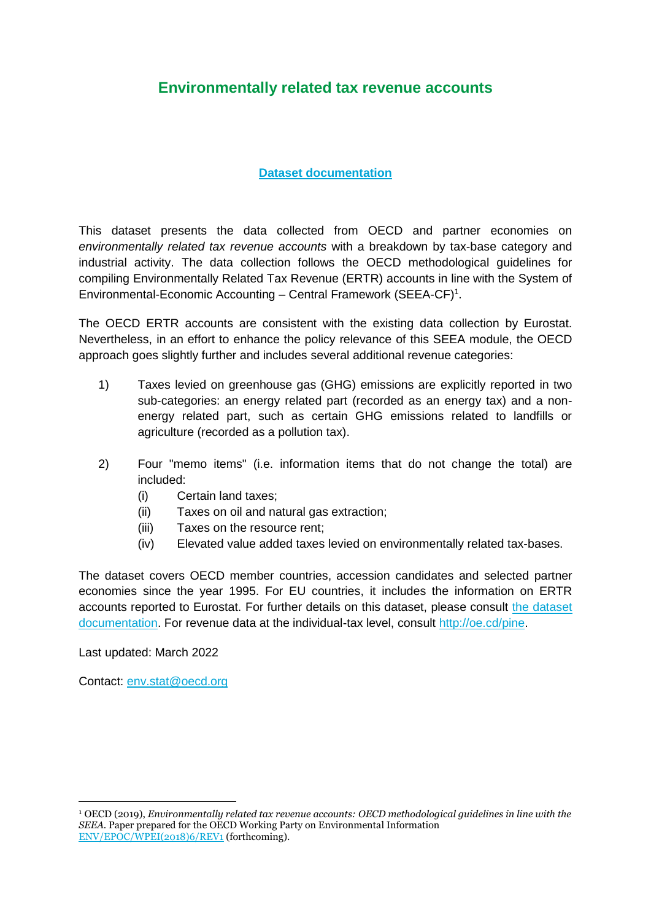# Environmentally related tax revenue accounts

**[Dataset documentation]()**

This dataset presents the data collected from OECD and partner economies on *environmentally related tax revenue accounts* with a breakdown by tax-base category and industrial activity. The data collection follows the OECD methodological guidelines for compiling Environmentally Related Tax Revenue (ERTR) accounts in line with the System of Environmental-Economic Accounting – Central Framework (SEEA-CF)[1].

The OECD ERTR accounts are consistent with the existing data collection by Eurostat. Nevertheless, in an effort to enhance the policy relevance of this SEEA module, the OECD approach goes slightly further and includes several additional revenue categories:

1) Taxes levied on greenhouse gas (GHG) emissions are explicitly reported in two sub-categories: an energy related part (recorded as an energy tax) and a non-energy related part, such as certain GHG emissions related to landfills or agriculture (recorded as a pollution tax).

2) Four "memo items" (i.e. information items that do not change the total) are included:
   - (i) Certain land taxes;
   - (ii) Taxes on oil and natural gas extraction;
   - (iii) Taxes on the resource rent;
   - (iv) Elevated value added taxes levied on environmentally related tax-bases.

The dataset covers OECD member countries, accession candidates and selected partner economies since the year 1995. For EU countries, it includes the information on ERTR accounts reported to Eurostat. For further details on this dataset, please consult the dataset documentation. For revenue data at the individual-tax level, consult http://oe.cd/pine.

Last updated: March 2022

Contact: env.stat@oecd.org

---

[1] OECD (2019), *Environmentally related tax revenue accounts: OECD methodological guidelines in line with the SEEA*. Paper prepared for the OECD Working Party on Environmental Information ENV/EPOC/WPEI(2018)6/REV1 (forthcoming).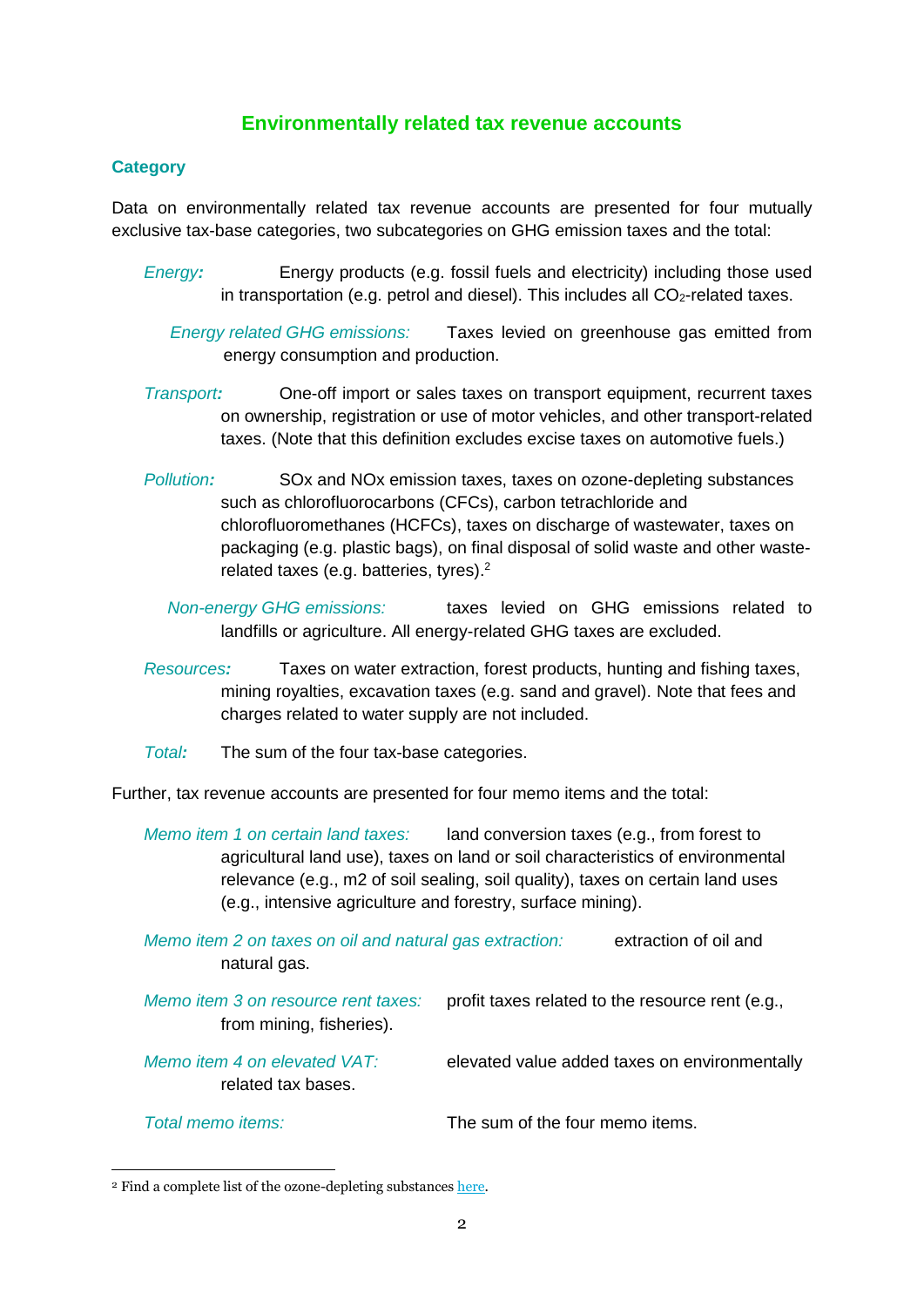# Environmentally related tax revenue accounts

## Category

Data on environmentally related tax revenue accounts are presented for four mutually exclusive tax-base categories, two subcategories on GHG emission taxes and the total:

*Energy:* Energy products (e.g. fossil fuels and electricity) including those used in transportation (e.g. petrol and diesel). This includes all $CO_2$-related taxes.

*Energy related GHG emissions:* Taxes levied on greenhouse gas emitted from energy consumption and production.

*Transport:* One-off import or sales taxes on transport equipment, recurrent taxes on ownership, registration or use of motor vehicles, and other transport-related taxes. (Note that this definition excludes excise taxes on automotive fuels.)

*Pollution:* SOx and NOx emission taxes, taxes on ozone-depleting substances such as chlorofluorocarbons (CFCs), carbon tetrachloride and chlorofluoromethanes (HCFCs), taxes on discharge of wastewater, taxes on packaging (e.g. plastic bags), on final disposal of solid waste and other waste-related taxes (e.g. batteries, tyres).[2]

*Non-energy GHG emissions:* taxes levied on GHG emissions related to landfills or agriculture. All energy-related GHG taxes are excluded.

*Resources:* Taxes on water extraction, forest products, hunting and fishing taxes, mining royalties, excavation taxes (e.g. sand and gravel). Note that fees and charges related to water supply are not included.

*Total:* The sum of the four tax-base categories.

Further, tax revenue accounts are presented for four memo items and the total:

*Memo item 1 on certain land taxes:* land conversion taxes (e.g., from forest to agricultural land use), taxes on land or soil characteristics of environmental relevance (e.g., m2 of soil sealing, soil quality), taxes on certain land uses (e.g., intensive agriculture and forestry, surface mining).

*Memo item 2 on taxes on oil and natural gas extraction:* extraction of oil and natural gas.

*Memo item 3 on resource rent taxes:* profit taxes related to the resource rent (e.g., from mining, fisheries).

*Memo item 4 on elevated VAT:* elevated value added taxes on environmentally related tax bases.

*Total memo items:* The sum of the four memo items.

---

[2] Find a complete list of the ozone-depleting substances here.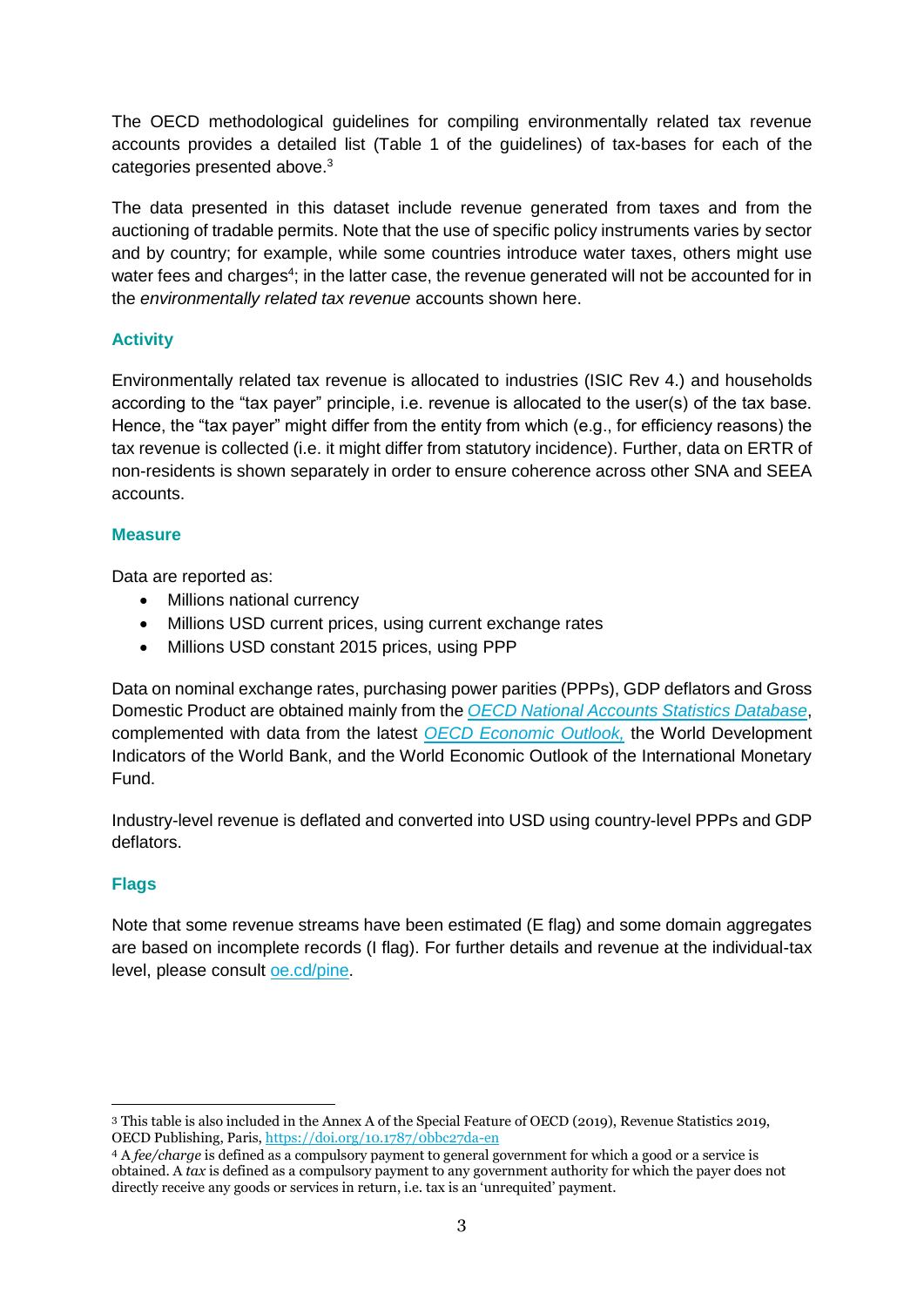The OECD methodological guidelines for compiling environmentally related tax revenue accounts provides a detailed list (Table 1 of the guidelines) of tax-bases for each of the categories presented above.[3]

The data presented in this dataset include revenue generated from taxes and from the auctioning of tradable permits. Note that the use of specific policy instruments varies by sector and by country; for example, while some countries introduce water taxes, others might use water fees and charges[4]; in the latter case, the revenue generated will not be accounted for in the *environmentally related tax revenue* accounts shown here.

### Activity

Environmentally related tax revenue is allocated to industries (ISIC Rev 4.) and households according to the "tax payer" principle, i.e. revenue is allocated to the user(s) of the tax base. Hence, the "tax payer" might differ from the entity from which (e.g., for efficiency reasons) the tax revenue is collected (i.e. it might differ from statutory incidence). Further, data on ERTR of non-residents is shown separately in order to ensure coherence across other SNA and SEEA accounts.

### Measure

Data are reported as:

- Millions national currency
- Millions USD current prices, using current exchange rates
- Millions USD constant 2015 prices, using PPP

Data on nominal exchange rates, purchasing power parities (PPPs), GDP deflators and Gross Domestic Product are obtained mainly from the *OECD National Accounts Statistics Database*, complemented with data from the latest *OECD Economic Outlook,* the World Development Indicators of the World Bank, and the World Economic Outlook of the International Monetary Fund.

Industry-level revenue is deflated and converted into USD using country-level PPPs and GDP deflators.

### Flags

Note that some revenue streams have been estimated (E flag) and some domain aggregates are based on incomplete records (I flag). For further details and revenue at the individual-tax level, please consult oe.cd/pine.

---

[3] This table is also included in the Annex A of the Special Feature of OECD (2019), Revenue Statistics 2019, OECD Publishing, Paris, https://doi.org/10.1787/0bbc27da-en

[4] A *fee/charge* is defined as a compulsory payment to general government for which a good or a service is obtained. A *tax* is defined as a compulsory payment to any government authority for which the payer does not directly receive any goods or services in return, i.e. tax is an 'unrequited' payment.